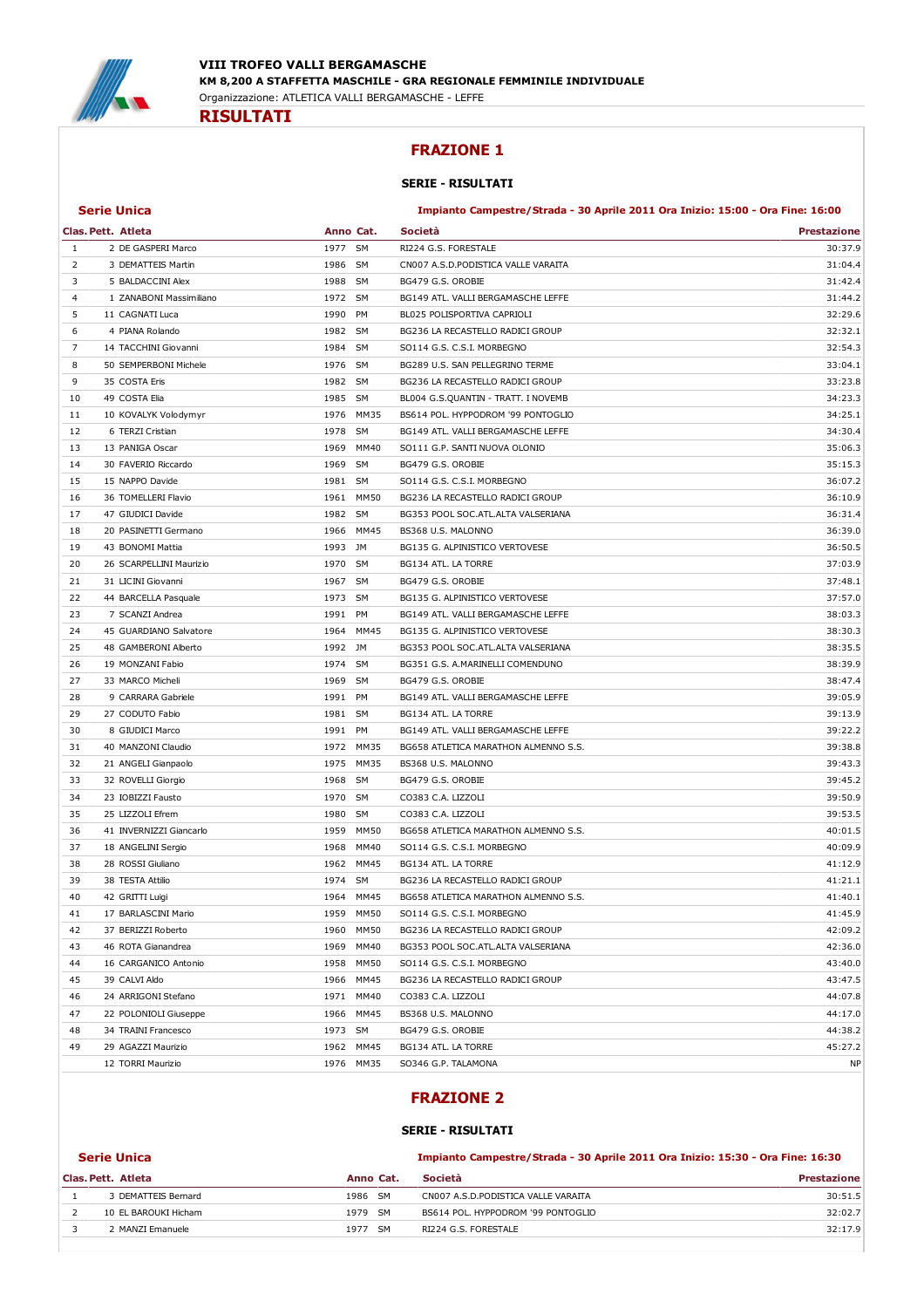# VIII TROFEO VALLI BERGAMASCHE

**KM 8,200 A STAFFETTA MASCHILE - GRA REGIONALE FEMMINILE INDIVIDUALE**

Organizzazione: ATLETICA VALLI BERGAMASCHE - LEFFE

## RISULTATI

## FRAZIONE 1

### SERIE - RISULTATI

**Serie Unica** — **Impianto Campestre/Strada - 30 Aprile 2011 Ora Inizio: 15:00 - Ora Fine: 16:00**

| Clas. | Pett. | Atleta | Anno | Cat. | Società | Prestazione |
|---|---|---|---|---|---|---|
| 1 | 2 | DE GASPERI Marco | 1977 | SM | RI224 G.S. FORESTALE | 30:37.9 |
| 2 | 3 | DEMATTEIS Martin | 1986 | SM | CN007 A.S.D.PODISTICA VALLE VARAITA | 31:04.4 |
| 3 | 5 | BALDACCINI Alex | 1988 | SM | BG479 G.S. OROBIE | 31:42.4 |
| 4 | 1 | ZANABONI Massimiliano | 1972 | SM | BG149 ATL. VALLI BERGAMASCHE LEFFE | 31:44.2 |
| 5 | 11 | CAGNATI Luca | 1990 | PM | BL025 POLISPORTIVA CAPRIOLI | 32:29.6 |
| 6 | 4 | PIANA Rolando | 1982 | SM | BG236 LA RECASTELLO RADICI GROUP | 32:32.1 |
| 7 | 14 | TACCHINI Giovanni | 1984 | SM | SO114 G.S. C.S.I. MORBEGNO | 32:54.3 |
| 8 | 50 | SEMPERBONI Michele | 1976 | SM | BG289 U.S. SAN PELLEGRINO TERME | 33:04.1 |
| 9 | 35 | COSTA Eris | 1982 | SM | BG236 LA RECASTELLO RADICI GROUP | 33:23.8 |
| 10 | 49 | COSTA Elia | 1985 | SM | BL004 G.S.QUANTIN - TRATT. I NOVEMB | 34:23.3 |
| 11 | 10 | KOVALYK Volodymyr | 1976 | MM35 | BS614 POL. HYPPODROM '99 PONTOGLIO | 34:25.1 |
| 12 | 6 | TERZI Cristian | 1978 | SM | BG149 ATL. VALLI BERGAMASCHE LEFFE | 34:30.4 |
| 13 | 13 | PANIGA Oscar | 1969 | MM40 | SO111 G.P. SANTI NUOVA OLONIO | 35:06.3 |
| 14 | 30 | FAVERIO Riccardo | 1969 | SM | BG479 G.S. OROBIE | 35:15.3 |
| 15 | 15 | NAPPO Davide | 1981 | SM | SO114 G.S. C.S.I. MORBEGNO | 36:07.2 |
| 16 | 36 | TOMELLERI Flavio | 1961 | MM50 | BG236 LA RECASTELLO RADICI GROUP | 36:10.9 |
| 17 | 47 | GIUDICI Davide | 1982 | SM | BG353 POOL SOC.ATL.ALTA VALSERIANA | 36:31.4 |
| 18 | 20 | PASINETTI Germano | 1966 | MM45 | BS368 U.S. MALONNO | 36:39.0 |
| 19 | 43 | BONOMI Mattia | 1993 | JM | BG135 G. ALPINISTICO VERTOVESE | 36:50.5 |
| 20 | 26 | SCARPELLINI Maurizio | 1970 | SM | BG134 ATL. LA TORRE | 37:03.9 |
| 21 | 31 | LICINI Giovanni | 1967 | SM | BG479 G.S. OROBIE | 37:48.1 |
| 22 | 44 | BARCELLA Pasquale | 1973 | SM | BG135 G. ALPINISTICO VERTOVESE | 37:57.0 |
| 23 | 7 | SCANZI Andrea | 1991 | PM | BG149 ATL. VALLI BERGAMASCHE LEFFE | 38:03.3 |
| 24 | 45 | GUARDIANO Salvatore | 1964 | MM45 | BG135 G. ALPINISTICO VERTOVESE | 38:30.3 |
| 25 | 48 | GAMBERONI Alberto | 1992 | JM | BG353 POOL SOC.ATL.ALTA VALSERIANA | 38:35.5 |
| 26 | 19 | MONZANI Fabio | 1974 | SM | BG351 G.S. A.MARINELLI COMENDUNO | 38:39.9 |
| 27 | 33 | MARCO Micheli | 1969 | SM | BG479 G.S. OROBIE | 38:47.4 |
| 28 | 9 | CARRARA Gabriele | 1991 | PM | BG149 ATL. VALLI BERGAMASCHE LEFFE | 39:05.9 |
| 29 | 27 | CODUTO Fabio | 1981 | SM | BG134 ATL. LA TORRE | 39:13.9 |
| 30 | 8 | GIUDICI Marco | 1991 | PM | BG149 ATL. VALLI BERGAMASCHE LEFFE | 39:22.2 |
| 31 | 40 | MANZONI Claudio | 1972 | MM35 | BG658 ATLETICA MARATHON ALMENNO S.S. | 39:38.8 |
| 32 | 21 | ANGELI Gianpaolo | 1975 | MM35 | BS368 U.S. MALONNO | 39:43.3 |
| 33 | 32 | ROVELLI Giorgio | 1968 | SM | BG479 G.S. OROBIE | 39:45.2 |
| 34 | 23 | IOBIZZI Fausto | 1970 | SM | CO383 C.A. LIZZOLI | 39:50.9 |
| 35 | 25 | LIZZOLI Efrem | 1980 | SM | CO383 C.A. LIZZOLI | 39:53.5 |
| 36 | 41 | INVERNIZZI Giancarlo | 1959 | MM50 | BG658 ATLETICA MARATHON ALMENNO S.S. | 40:01.5 |
| 37 | 18 | ANGELINI Sergio | 1968 | MM40 | SO114 G.S. C.S.I. MORBEGNO | 40:09.9 |
| 38 | 28 | ROSSI Giuliano | 1962 | MM45 | BG134 ATL. LA TORRE | 41:12.9 |
| 39 | 38 | TESTA Attilio | 1974 | SM | BG236 LA RECASTELLO RADICI GROUP | 41:21.1 |
| 40 | 42 | GRITTI Luigi | 1964 | MM45 | BG658 ATLETICA MARATHON ALMENNO S.S. | 41:40.1 |
| 41 | 17 | BARLASCINI Mario | 1959 | MM50 | SO114 G.S. C.S.I. MORBEGNO | 41:45.9 |
| 42 | 37 | BERIZZI Roberto | 1960 | MM50 | BG236 LA RECASTELLO RADICI GROUP | 42:09.2 |
| 43 | 46 | ROTA Gianandrea | 1969 | MM40 | BG353 POOL SOC.ATL.ALTA VALSERIANA | 42:36.0 |
| 44 | 16 | CARGANICO Antonio | 1958 | MM50 | SO114 G.S. C.S.I. MORBEGNO | 43:40.0 |
| 45 | 39 | CALVI Aldo | 1966 | MM45 | BG236 LA RECASTELLO RADICI GROUP | 43:47.5 |
| 46 | 24 | ARRIGONI Stefano | 1971 | MM40 | CO383 C.A. LIZZOLI | 44:07.8 |
| 47 | 22 | POLONIOLI Giuseppe | 1966 | MM45 | BS368 U.S. MALONNO | 44:17.0 |
| 48 | 34 | TRAINI Francesco | 1973 | SM | BG479 G.S. OROBIE | 44:38.2 |
| 49 | 29 | AGAZZI Maurizio | 1962 | MM45 | BG134 ATL. LA TORRE | 45:27.2 |
| | 12 | TORRI Maurizio | 1976 | MM35 | SO346 G.P. TALAMONA | NP |

## FRAZIONE 2

### SERIE - RISULTATI

**Serie Unica** — **Impianto Campestre/Strada - 30 Aprile 2011 Ora Inizio: 15:30 - Ora Fine: 16:30**

| Clas. | Pett. | Atleta | Anno | Cat. | Società | Prestazione |
|---|---|---|---|---|---|---|
| 1 | 3 | DEMATTEIS Bernard | 1986 | SM | CN007 A.S.D.PODISTICA VALLE VARAITA | 30:51.5 |
| 2 | 10 | EL BAROUKI Hicham | 1979 | SM | BS614 POL. HYPPODROM '99 PONTOGLIO | 32:02.7 |
| 3 | 2 | MANZI Emanuele | 1977 | SM | RI224 G.S. FORESTALE | 32:17.9 |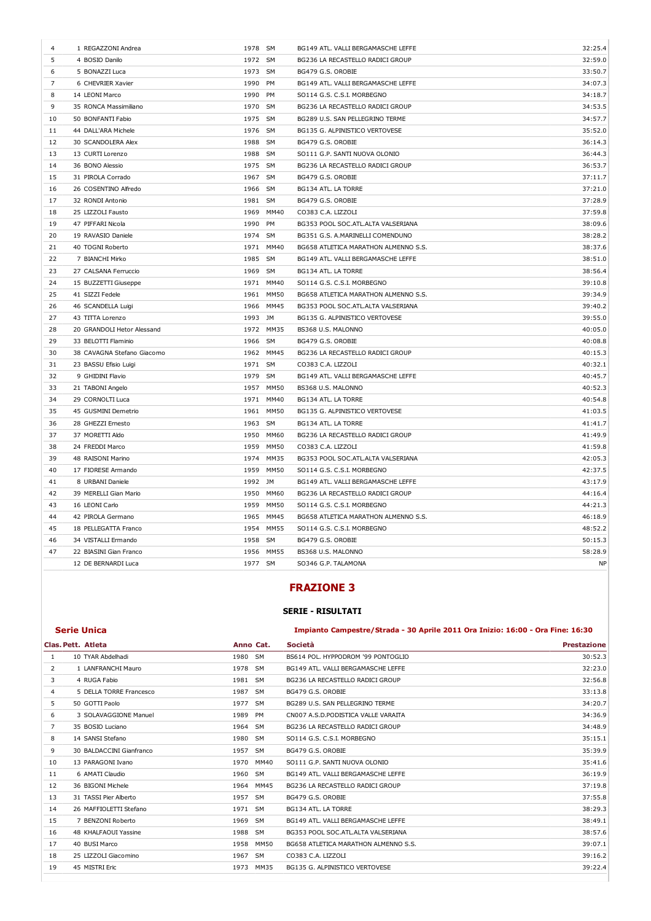| Clas. | Pett. | Atleta | Anno | Cat. | Società | Prestazione |
|---|---|---|---|---|---|---|
| 4 | 1 | REGAZZONI Andrea | 1978 | SM | BG149 ATL. VALLI BERGAMASCHE LEFFE | 32:25.4 |
| 5 | 4 | BOSIO Danilo | 1972 | SM | BG236 LA RECASTELLO RADICI GROUP | 32:59.0 |
| 6 | 5 | BONAZZI Luca | 1973 | SM | BG479 G.S. OROBIE | 33:50.7 |
| 7 | 6 | CHEVRIER Xavier | 1990 | PM | BG149 ATL. VALLI BERGAMASCHE LEFFE | 34:07.3 |
| 8 | 14 | LEONI Marco | 1990 | PM | SO114 G.S. C.S.I. MORBEGNO | 34:18.7 |
| 9 | 35 | RONCA Massimiliano | 1970 | SM | BG236 LA RECASTELLO RADICI GROUP | 34:53.5 |
| 10 | 50 | BONFANTI Fabio | 1975 | SM | BG289 U.S. SAN PELLEGRINO TERME | 34:57.7 |
| 11 | 44 | DALL'ARA Michele | 1976 | SM | BG135 G. ALPINISTICO VERTOVESE | 35:52.0 |
| 12 | 30 | SCANDOLERA Alex | 1988 | SM | BG479 G.S. OROBIE | 36:14.3 |
| 13 | 13 | CURTI Lorenzo | 1988 | SM | SO111 G.P. SANTI NUOVA OLONIO | 36:44.3 |
| 14 | 36 | BONO Alessio | 1975 | SM | BG236 LA RECASTELLO RADICI GROUP | 36:53.7 |
| 15 | 31 | PIROLA Corrado | 1967 | SM | BG479 G.S. OROBIE | 37:11.7 |
| 16 | 26 | COSENTINO Alfredo | 1966 | SM | BG134 ATL. LA TORRE | 37:21.0 |
| 17 | 32 | RONDI Antonio | 1981 | SM | BG479 G.S. OROBIE | 37:28.9 |
| 18 | 25 | LIZZOLI Fausto | 1969 | MM40 | CO383 C.A. LIZZOLI | 37:59.8 |
| 19 | 47 | PIFFARI Nicola | 1990 | PM | BG353 POOL SOC.ATL.ALTA VALSERIANA | 38:09.6 |
| 20 | 19 | RAVASIO Daniele | 1974 | SM | BG351 G.S. A.MARINELLI COMENDUNO | 38:28.2 |
| 21 | 40 | TOGNI Roberto | 1971 | MM40 | BG658 ATLETICA MARATHON ALMENNO S.S. | 38:37.6 |
| 22 | 7 | BIANCHI Mirko | 1985 | SM | BG149 ATL. VALLI BERGAMASCHE LEFFE | 38:51.0 |
| 23 | 27 | CALSANA Ferruccio | 1969 | SM | BG134 ATL. LA TORRE | 38:56.4 |
| 24 | 15 | BUZZETTI Giuseppe | 1971 | MM40 | SO114 G.S. C.S.I. MORBEGNO | 39:10.8 |
| 25 | 41 | SIZZI Fedele | 1961 | MM50 | BG658 ATLETICA MARATHON ALMENNO S.S. | 39:34.9 |
| 26 | 46 | SCANDELLA Luigi | 1966 | MM45 | BG353 POOL SOC.ATL.ALTA VALSERIANA | 39:40.2 |
| 27 | 43 | TITTA Lorenzo | 1993 | JM | BG135 G. ALPINISTICO VERTOVESE | 39:55.0 |
| 28 | 20 | GRANDOLI Hector Alessand | 1972 | MM35 | BS368 U.S. MALONNO | 40:05.0 |
| 29 | 33 | BELOTTI Flaminio | 1966 | SM | BG479 G.S. OROBIE | 40:08.8 |
| 30 | 38 | CAVAGNA Stefano Giacomo | 1962 | MM45 | BG236 LA RECASTELLO RADICI GROUP | 40:15.3 |
| 31 | 23 | BASSU Efisio Luigi | 1971 | SM | CO383 C.A. LIZZOLI | 40:32.1 |
| 32 | 9 | GHIDINI Flavio | 1979 | SM | BG149 ATL. VALLI BERGAMASCHE LEFFE | 40:45.7 |
| 33 | 21 | TABONI Angelo | 1957 | MM50 | BS368 U.S. MALONNO | 40:52.3 |
| 34 | 29 | CORNOLTI Luca | 1971 | MM40 | BG134 ATL. LA TORRE | 40:54.8 |
| 35 | 45 | GUSMINI Demetrio | 1961 | MM50 | BG135 G. ALPINISTICO VERTOVESE | 41:03.5 |
| 36 | 28 | GHEZZI Ernesto | 1963 | SM | BG134 ATL. LA TORRE | 41:41.7 |
| 37 | 37 | MORETTI Aldo | 1950 | MM60 | BG236 LA RECASTELLO RADICI GROUP | 41:49.9 |
| 38 | 24 | FREDDI Marco | 1959 | MM50 | CO383 C.A. LIZZOLI | 41:59.8 |
| 39 | 48 | RAISONI Marino | 1974 | MM35 | BG353 POOL SOC.ATL.ALTA VALSERIANA | 42:05.3 |
| 40 | 17 | FIORESE Armando | 1959 | MM50 | SO114 G.S. C.S.I. MORBEGNO | 42:37.5 |
| 41 | 8 | URBANI Daniele | 1992 | JM | BG149 ATL. VALLI BERGAMASCHE LEFFE | 43:17.9 |
| 42 | 39 | MERELLI Gian Mario | 1950 | MM60 | BG236 LA RECASTELLO RADICI GROUP | 44:16.4 |
| 43 | 16 | LEONI Carlo | 1959 | MM50 | SO114 G.S. C.S.I. MORBEGNO | 44:21.3 |
| 44 | 42 | PIROLA Germano | 1965 | MM45 | BG658 ATLETICA MARATHON ALMENNO S.S. | 46:18.9 |
| 45 | 18 | PELLEGATTA Franco | 1954 | MM55 | SO114 G.S. C.S.I. MORBEGNO | 48:52.2 |
| 46 | 34 | VISTALLI Ermando | 1958 | SM | BG479 G.S. OROBIE | 50:15.3 |
| 47 | 22 | BIASINI Gian Franco | 1956 | MM55 | BS368 U.S. MALONNO | 58:28.9 |
|  | 12 | DE BERNARDI Luca | 1977 | SM | SO346 G.P. TALAMONA | NP |

## FRAZIONE 3

### SERIE - RISULTATI

**Serie Unica**

**Impianto Campestre/Strada - 30 Aprile 2011 Ora Inizio: 16:00 - Ora Fine: 16:30**

| Clas. | Pett. | Atleta | Anno | Cat. | Società | Prestazione |
|---|---|---|---|---|---|---|
| 1 | 10 | TYAR Abdelhadi | 1980 | SM | BS614 POL. HYPPODROM '99 PONTOGLIO | 30:52.3 |
| 2 | 1 | LANFRANCHI Mauro | 1978 | SM | BG149 ATL. VALLI BERGAMASCHE LEFFE | 32:23.0 |
| 3 | 4 | RUGA Fabio | 1981 | SM | BG236 LA RECASTELLO RADICI GROUP | 32:56.8 |
| 4 | 5 | DELLA TORRE Francesco | 1987 | SM | BG479 G.S. OROBIE | 33:13.8 |
| 5 | 50 | GOTTI Paolo | 1977 | SM | BG289 U.S. SAN PELLEGRINO TERME | 34:20.7 |
| 6 | 3 | SOLAVAGGIONE Manuel | 1989 | PM | CN007 A.S.D.PODISTICA VALLE VARAITA | 34:36.9 |
| 7 | 35 | BOSIO Luciano | 1964 | SM | BG236 LA RECASTELLO RADICI GROUP | 34:48.9 |
| 8 | 14 | SANSI Stefano | 1980 | SM | SO114 G.S. C.S.I. MORBEGNO | 35:15.1 |
| 9 | 30 | BALDACCINI Gianfranco | 1957 | SM | BG479 G.S. OROBIE | 35:39.9 |
| 10 | 13 | PARAGONI Ivano | 1970 | MM40 | SO111 G.P. SANTI NUOVA OLONIO | 35:41.6 |
| 11 | 6 | AMATI Claudio | 1960 | SM | BG149 ATL. VALLI BERGAMASCHE LEFFE | 36:19.9 |
| 12 | 36 | BIGONI Michele | 1964 | MM45 | BG236 LA RECASTELLO RADICI GROUP | 37:19.8 |
| 13 | 31 | TASSI Pier Alberto | 1957 | SM | BG479 G.S. OROBIE | 37:55.8 |
| 14 | 26 | MAFFIOLETTI Stefano | 1971 | SM | BG134 ATL. LA TORRE | 38:29.3 |
| 15 | 7 | BENZONI Roberto | 1969 | SM | BG149 ATL. VALLI BERGAMASCHE LEFFE | 38:49.1 |
| 16 | 48 | KHALFAOUI Yassine | 1988 | SM | BG353 POOL SOC.ATL.ALTA VALSERIANA | 38:57.6 |
| 17 | 40 | BUSI Marco | 1958 | MM50 | BG658 ATLETICA MARATHON ALMENNO S.S. | 39:07.1 |
| 18 | 25 | LIZZOLI Giacomino | 1967 | SM | CO383 C.A. LIZZOLI | 39:16.2 |
| 19 | 45 | MISTRI Eric | 1973 | MM35 | BG135 G. ALPINISTICO VERTOVESE | 39:22.4 |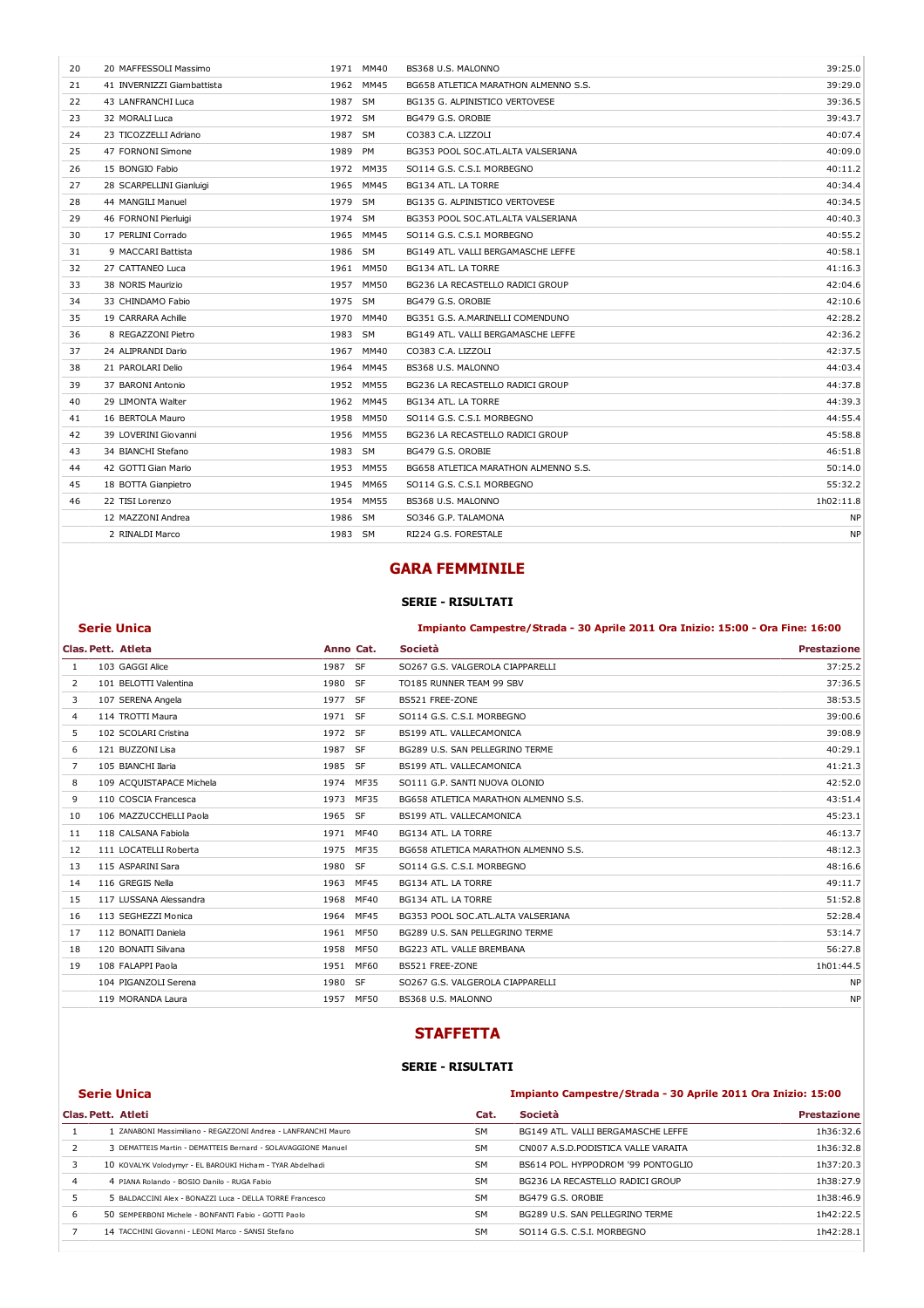| | | | | | |
|---|---|---|---|---|---|
| 20 | 20 MAFFESSOLI Massimo | 1971 | MM40 | BS368 U.S. MALONNO | 39:25.0 |
| 21 | 41 INVERNIZZI Giambattista | 1962 | MM45 | BG658 ATLETICA MARATHON ALMENNO S.S. | 39:29.0 |
| 22 | 43 LANFRANCHI Luca | 1987 | SM | BG135 G. ALPINISTICO VERTOVESE | 39:36.5 |
| 23 | 32 MORALI Luca | 1972 | SM | BG479 G.S. OROBIE | 39:43.7 |
| 24 | 23 TICOZZELLI Adriano | 1987 | SM | CO383 C.A. LIZZOLI | 40:07.4 |
| 25 | 47 FORNONI Simone | 1989 | PM | BG353 POOL SOC.ATL.ALTA VALSERIANA | 40:09.0 |
| 26 | 15 BONGIO Fabio | 1972 | MM35 | SO114 G.S. C.S.I. MORBEGNO | 40:11.2 |
| 27 | 28 SCARPELLINI Gianluigi | 1965 | MM45 | BG134 ATL. LA TORRE | 40:34.4 |
| 28 | 44 MANGILI Manuel | 1979 | SM | BG135 G. ALPINISTICO VERTOVESE | 40:34.5 |
| 29 | 46 FORNONI Pierluigi | 1974 | SM | BG353 POOL SOC.ATL.ALTA VALSERIANA | 40:40.3 |
| 30 | 17 PERLINI Corrado | 1965 | MM45 | SO114 G.S. C.S.I. MORBEGNO | 40:55.2 |
| 31 | 9 MACCARI Battista | 1986 | SM | BG149 ATL. VALLI BERGAMASCHE LEFFE | 40:58.1 |
| 32 | 27 CATTANEO Luca | 1961 | MM50 | BG134 ATL. LA TORRE | 41:16.3 |
| 33 | 38 NORIS Maurizio | 1957 | MM50 | BG236 LA RECASTELLO RADICI GROUP | 42:04.6 |
| 34 | 33 CHINDAMO Fabio | 1975 | SM | BG479 G.S. OROBIE | 42:10.6 |
| 35 | 19 CARRARA Achille | 1970 | MM40 | BG351 G.S. A.MARINELLI COMENDUNO | 42:28.2 |
| 36 | 8 REGAZZONI Pietro | 1983 | SM | BG149 ATL. VALLI BERGAMASCHE LEFFE | 42:36.2 |
| 37 | 24 ALIPRANDI Dario | 1967 | MM40 | CO383 C.A. LIZZOLI | 42:37.5 |
| 38 | 21 PAROLARI Delio | 1964 | MM45 | BS368 U.S. MALONNO | 44:03.4 |
| 39 | 37 BARONI Antonio | 1952 | MM55 | BG236 LA RECASTELLO RADICI GROUP | 44:37.8 |
| 40 | 29 LIMONTA Walter | 1962 | MM45 | BG134 ATL. LA TORRE | 44:39.3 |
| 41 | 16 BERTOLA Mauro | 1958 | MM50 | SO114 G.S. C.S.I. MORBEGNO | 44:55.4 |
| 42 | 39 LOVERINI Giovanni | 1956 | MM55 | BG236 LA RECASTELLO RADICI GROUP | 45:58.8 |
| 43 | 34 BIANCHI Stefano | 1983 | SM | BG479 G.S. OROBIE | 46:51.8 |
| 44 | 42 GOTTI Gian Mario | 1953 | MM55 | BG658 ATLETICA MARATHON ALMENNO S.S. | 50:14.0 |
| 45 | 18 BOTTA Gianpietro | 1945 | MM65 | SO114 G.S. C.S.I. MORBEGNO | 55:32.2 |
| 46 | 22 TISI Lorenzo | 1954 | MM55 | BS368 U.S. MALONNO | 1h02:11.8 |
| | 12 MAZZONI Andrea | 1986 | SM | SO346 G.P. TALAMONA | NP |
| | 2 RINALDI Marco | 1983 | SM | RI224 G.S. FORESTALE | NP |

# GARA FEMMINILE

## SERIE - RISULTATI

### Serie Unica

**Impianto Campestre/Strada - 30 Aprile 2011 Ora Inizio: 15:00 - Ora Fine: 16:00**

| Clas. | Pett. Atleta | Anno | Cat. | Società | Prestazione |
|---|---|---|---|---|---|
| 1 | 103 GAGGI Alice | 1987 | SF | SO267 G.S. VALGEROLA CIAPPARELLI | 37:25.2 |
| 2 | 101 BELOTTI Valentina | 1980 | SF | TO185 RUNNER TEAM 99 SBV | 37:36.5 |
| 3 | 107 SERENA Angela | 1977 | SF | BS521 FREE-ZONE | 38:53.5 |
| 4 | 114 TROTTI Maura | 1971 | SF | SO114 G.S. C.S.I. MORBEGNO | 39:00.6 |
| 5 | 102 SCOLARI Cristina | 1972 | SF | BS199 ATL. VALLECAMONICA | 39:08.9 |
| 6 | 121 BUZZONI Lisa | 1987 | SF | BG289 U.S. SAN PELLEGRINO TERME | 40:29.1 |
| 7 | 105 BIANCHI Ilaria | 1985 | SF | BS199 ATL. VALLECAMONICA | 41:21.3 |
| 8 | 109 ACQUISTAPACE Michela | 1974 | MF35 | SO111 G.P. SANTI NUOVA OLONIO | 42:52.0 |
| 9 | 110 COSCIA Francesca | 1973 | MF35 | BG658 ATLETICA MARATHON ALMENNO S.S. | 43:51.4 |
| 10 | 106 MAZZUCCHELLI Paola | 1965 | SF | BS199 ATL. VALLECAMONICA | 45:23.1 |
| 11 | 118 CALSANA Fabiola | 1971 | MF40 | BG134 ATL. LA TORRE | 46:13.7 |
| 12 | 111 LOCATELLI Roberta | 1975 | MF35 | BG658 ATLETICA MARATHON ALMENNO S.S. | 48:12.3 |
| 13 | 115 ASPARINI Sara | 1980 | SF | SO114 G.S. C.S.I. MORBEGNO | 48:16.6 |
| 14 | 116 GREGIS Nella | 1963 | MF45 | BG134 ATL. LA TORRE | 49:11.7 |
| 15 | 117 LUSSANA Alessandra | 1968 | MF40 | BG134 ATL. LA TORRE | 51:52.8 |
| 16 | 113 SEGHEZZI Monica | 1964 | MF45 | BG353 POOL SOC.ATL.ALTA VALSERIANA | 52:28.4 |
| 17 | 112 BONAITI Daniela | 1961 | MF50 | BG289 U.S. SAN PELLEGRINO TERME | 53:14.7 |
| 18 | 120 BONAITI Silvana | 1958 | MF50 | BG223 ATL. VALLE BREMBANA | 56:27.8 |
| 19 | 108 FALAPPI Paola | 1951 | MF60 | BS521 FREE-ZONE | 1h01:44.5 |
| | 104 PIGANZOLI Serena | 1980 | SF | SO267 G.S. VALGEROLA CIAPPARELLI | NP |
| | 119 MORANDA Laura | 1957 | MF50 | BS368 U.S. MALONNO | NP |

# STAFFETTA

## SERIE - RISULTATI

### Serie Unica

**Impianto Campestre/Strada - 30 Aprile 2011 Ora Inizio: 15:00**

| Clas. | Pett. Atleti | Cat. | Società | Prestazione |
|---|---|---|---|---|
| 1 | 1 ZANABONI Massimiliano - REGAZZONI Andrea - LANFRANCHI Mauro | SM | BG149 ATL. VALLI BERGAMASCHE LEFFE | 1h36:32.6 |
| 2 | 3 DEMATTEIS Martin - DEMATTEIS Bernard - SOLAVAGGIONE Manuel | SM | CN007 A.S.D.PODISTICA VALLE VARAITA | 1h36:32.8 |
| 3 | 10 KOVALYK Volodymyr - EL BAROUKI Hicham - TYAR Abdelhadi | SM | BS614 POL. HYPPODROM '99 PONTOGLIO | 1h37:20.3 |
| 4 | 4 PIANA Rolando - BOSIO Danilo - RUGA Fabio | SM | BG236 LA RECASTELLO RADICI GROUP | 1h38:27.9 |
| 5 | 5 BALDACCINI Alex - BONAZZI Luca - DELLA TORRE Francesco | SM | BG479 G.S. OROBIE | 1h38:46.9 |
| 6 | 50 SEMPERBONI Michele - BONFANTI Fabio - GOTTI Paolo | SM | BG289 U.S. SAN PELLEGRINO TERME | 1h42:22.5 |
| 7 | 14 TACCHINI Giovanni - LEONI Marco - SANSI Stefano | SM | SO114 G.S. C.S.I. MORBEGNO | 1h42:28.1 |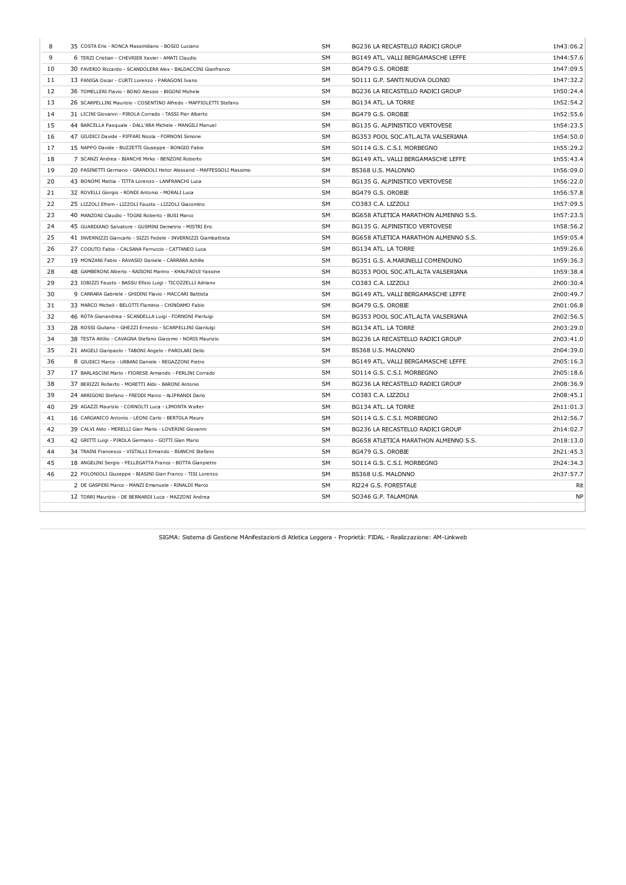| | | | | |
|---|---|---|---|---|
| 8 | 35 COSTA Eris - RONCA Massimiliano - BOSIO Luciano | SM | BG236 LA RECASTELLO RADICI GROUP | 1h43:06.2 |
| 9 | 6 TERZI Cristian - CHEVRIER Xavier - AMATI Claudio | SM | BG149 ATL. VALLI BERGAMASCHE LEFFE | 1h44:57.6 |
| 10 | 30 FAVERIO Riccardo - SCANDOLERA Alex - BALDACCINI Gianfranco | SM | BG479 G.S. OROBIE | 1h47:09.5 |
| 11 | 13 PANIGA Oscar - CURTI Lorenzo - PARAGONI Ivano | SM | SO111 G.P. SANTI NUOVA OLONIO | 1h47:32.2 |
| 12 | 36 TOMELLERI Flavio - BONO Alessio - BIGONI Michele | SM | BG236 LA RECASTELLO RADICI GROUP | 1h50:24.4 |
| 13 | 26 SCARPELLINI Maurizio - COSENTINO Alfredo - MAFFIOLETTI Stefano | SM | BG134 ATL. LA TORRE | 1h52:54.2 |
| 14 | 31 LICINI Giovanni - PIROLA Corrado - TASSI Pier Alberto | SM | BG479 G.S. OROBIE | 1h52:55.6 |
| 15 | 44 BARCELLA Pasquale - DALL'ARA Michele - MANGILI Manuel | SM | BG135 G. ALPINISTICO VERTOVESE | 1h54:23.5 |
| 16 | 47 GIUDICI Davide - PIFFARI Nicola - FORNONI Simone | SM | BG353 POOL SOC.ATL.ALTA VALSERIANA | 1h54:50.0 |
| 17 | 15 NAPPO Davide - BUZZETTI Giuseppe - BONGIO Fabio | SM | SO114 G.S. C.S.I. MORBEGNO | 1h55:29.2 |
| 18 | 7 SCANZI Andrea - BIANCHI Mirko - BENZONI Roberto | SM | BG149 ATL. VALLI BERGAMASCHE LEFFE | 1h55:43.4 |
| 19 | 20 PASINETTI Germano - GRANDOLI Hetor Alessand - MAFFESSOLI Massimo | SM | BS368 U.S. MALONNO | 1h56:09.0 |
| 20 | 43 BONOMI Mattia - TITTA Lorenzo - LANFRANCHI Luca | SM | BG135 G. ALPINISTICO VERTOVESE | 1h56:22.0 |
| 21 | 32 ROVELLI Giorgio - RONDI Antonio - MORALI Luca | SM | BG479 G.S. OROBIE | 1h56:57.8 |
| 22 | 25 LIZZOLI Efrem - LIZZOLI Fausto - LIZZOLI Giacomino | SM | CO383 C.A. LIZZOLI | 1h57:09.5 |
| 23 | 40 MANZONI Claudio - TOGNI Roberto - BUSI Marco | SM | BG658 ATLETICA MARATHON ALMENNO S.S. | 1h57:23.5 |
| 24 | 45 GUARDIANO Salvatore - GUSMINI Demetrio - MISTRI Eric | SM | BG135 G. ALPINISTICO VERTOVESE | 1h58:56.2 |
| 25 | 41 INVERNIZZI Giancarlo - SIZZI Fedele - INVERNIZZI Giambattista | SM | BG658 ATLETICA MARATHON ALMENNO S.S. | 1h59:05.4 |
| 26 | 27 CODUTO Fabio - CALSANA Ferruccio - CATTANEO Luca | SM | BG134 ATL. LA TORRE | 1h59:26.6 |
| 27 | 19 MONZANI Fabio - RAVASIO Daniele - CARRARA Achille | SM | BG351 G.S. A.MARINELLI COMENDUNO | 1h59:36.3 |
| 28 | 48 GAMBERONI Alberto - RAISONI Marino - KHALFAOUI Yassine | SM | BG353 POOL SOC.ATL.ALTA VALSERIANA | 1h59:38.4 |
| 29 | 23 IOBIZZI Fausto - BASSU Efisio Luigi - TICOZZELLI Adriano | SM | CO383 C.A. LIZZOLI | 2h00:30.4 |
| 30 | 9 CARRARA Gabriele - GHIDINI Flavio - MACCARI Battista | SM | BG149 ATL. VALLI BERGAMASCHE LEFFE | 2h00:49.7 |
| 31 | 33 MARCO Micheli - BELOTTI Flaminio - CHINDAMO Fabio | SM | BG479 G.S. OROBIE | 2h01:06.8 |
| 32 | 46 ROTA Gianandrea - SCANDELLA Luigi - FORNONI Pierluigi | SM | BG353 POOL SOC.ATL.ALTA VALSERIANA | 2h02:56.5 |
| 33 | 28 ROSSI Giuliano - GHEZZI Ernesto - SCARPELLINI Gianluigi | SM | BG134 ATL. LA TORRE | 2h03:29.0 |
| 34 | 38 TESTA Attilio - CAVAGNA Stefano Giacomo - NORIS Maurizio | SM | BG236 LA RECASTELLO RADICI GROUP | 2h03:41.0 |
| 35 | 21 ANGELI Gianpaolo - TABONI Angelo - PAROLARI Delio | SM | BS368 U.S. MALONNO | 2h04:39.0 |
| 36 | 8 GIUDICI Marco - URBANI Daniele - REGAZZONI Pietro | SM | BG149 ATL. VALLI BERGAMASCHE LEFFE | 2h05:16.3 |
| 37 | 17 BARLASCINI Mario - FIORESE Armando - PERLINI Corrado | SM | SO114 G.S. C.S.I. MORBEGNO | 2h05:18.6 |
| 38 | 37 BERIZZI Roberto - MORETTI Aldo - BARONI Antonio | SM | BG236 LA RECASTELLO RADICI GROUP | 2h08:36.9 |
| 39 | 24 ARRIGONI Stefano - FREDDI Marco - ALIPRANDI Dario | SM | CO383 C.A. LIZZOLI | 2h08:45.1 |
| 40 | 29 AGAZZI Maurizio - CORNOLTI Luca - LIMONTA Walter | SM | BG134 ATL. LA TORRE | 2h11:01.3 |
| 41 | 16 CARGANICO Antonio - LEONI Carlo - BERTOLA Mauro | SM | SO114 G.S. C.S.I. MORBEGNO | 2h12:56.7 |
| 42 | 39 CALVI Aldo - MERELLI Gian Mario - LOVERINI Giovanni | SM | BG236 LA RECASTELLO RADICI GROUP | 2h14:02.7 |
| 43 | 42 GRITTI Luigi - PIROLA Germano - GOTTI Gian Mario | SM | BG658 ATLETICA MARATHON ALMENNO S.S. | 2h18:13.0 |
| 44 | 34 TRAINI Francesco - VISTALLI Ermando - BIANCHI Stefano | SM | BG479 G.S. OROBIE | 2h21:45.3 |
| 45 | 18 ANGELINI Sergio - PELLEGATTA Franco - BOTTA Gianpietro | SM | SO114 G.S. C.S.I. MORBEGNO | 2h24:34.3 |
| 46 | 22 POLONIOLI Giuseppe - BIASINI Gian Franco - TISI Lorenzo | SM | BS368 U.S. MALONNO | 2h37:57.7 |
| | 2 DE GASPERI Marco - MANZI Emanuele - RINALDI Marco | SM | RI224 G.S. FORESTALE | Rit |
| | 12 TORRI Maurizio - DE BERNARDI Luca - MAZZONI Andrea | SM | SO346 G.P. TALAMONA | NP |

SIGMA: Sistema di Gestione MAnifestazioni di Atletica Leggera - Proprietà: FIDAL - Realizzazione: AM-Linkweb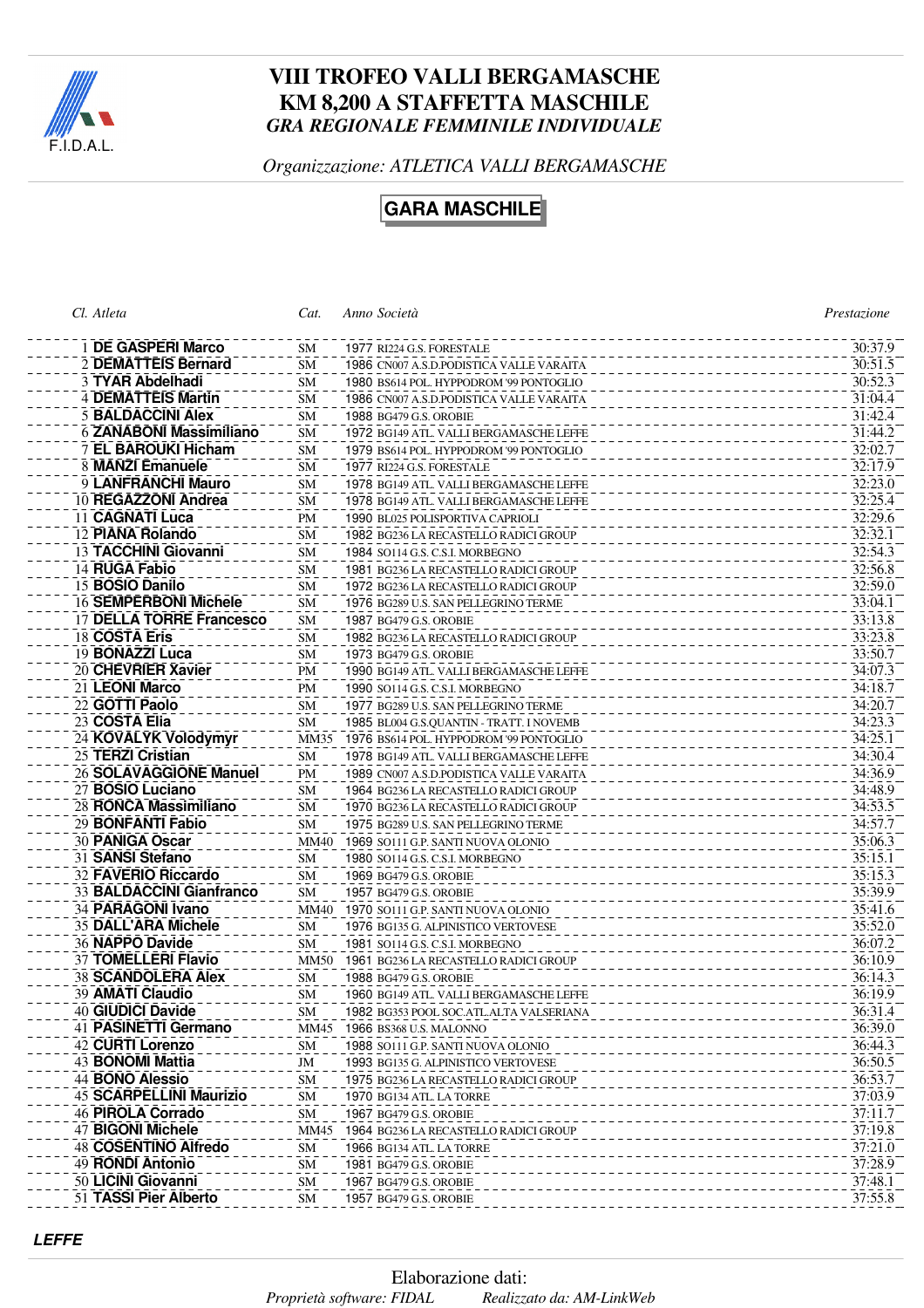# VIII TROFEO VALLI BERGAMASCHE
## KM 8,200 A STAFFETTA MASCHILE
### *GRA REGIONALE FEMMINILE INDIVIDUALE*

*Organizzazione: ATLETICA VALLI BERGAMASCHE*

## GARA MASCHILE

| *Cl.* | *Atleta* | *Cat.* | *Anno* | *Società* | *Prestazione* |
|---|---|---|---|---|---|
| 1 | **DE GASPERI Marco** | SM | 1977 | RI224 G.S. FORESTALE | 30:37.9 |
| 2 | **DEMATTEIS Bernard** | SM | 1986 | CN007 A.S.D.PODISTICA VALLE VARAITA | 30:51.5 |
| 3 | **TYAR Abdelhadi** | SM | 1980 | BS614 POL. HYPPODROM '99 PONTOGLIO | 30:52.3 |
| 4 | **DEMATTEIS Martin** | SM | 1986 | CN007 A.S.D.PODISTICA VALLE VARAITA | 31:04.4 |
| 5 | **BALDACCINI Alex** | SM | 1988 | BG479 G.S. OROBIE | 31:42.4 |
| 6 | **ZANABONI Massimiliano** | SM | 1972 | BG149 ATL. VALLI BERGAMASCHE LEFFE | 31:44.2 |
| 7 | **EL BAROUKI Hicham** | SM | 1979 | BS614 POL. HYPPODROM '99 PONTOGLIO | 32:02.7 |
| 8 | **MANZI Emanuele** | SM | 1977 | RI224 G.S. FORESTALE | 32:17.9 |
| 9 | **LANFRANCHI Mauro** | SM | 1978 | BG149 ATL. VALLI BERGAMASCHE LEFFE | 32:23.0 |
| 10 | **REGAZZONI Andrea** | SM | 1978 | BG149 ATL. VALLI BERGAMASCHE LEFFE | 32:25.4 |
| 11 | **CAGNATI Luca** | PM | 1990 | BL025 POLISPORTIVA CAPRIOLI | 32:29.6 |
| 12 | **PIANA Rolando** | SM | 1982 | BG236 LA RECASTELLO RADICI GROUP | 32:32.1 |
| 13 | **TACCHINI Giovanni** | SM | 1984 | SO114 G.S. C.S.I. MORBEGNO | 32:54.3 |
| 14 | **RUGA Fabio** | SM | 1981 | BG236 LA RECASTELLO RADICI GROUP | 32:56.8 |
| 15 | **BOSIO Danilo** | SM | 1972 | BG236 LA RECASTELLO RADICI GROUP | 32:59.0 |
| 16 | **SEMPERBONI Michele** | SM | 1976 | BG289 U.S. SAN PELLEGRINO TERME | 33:04.1 |
| 17 | **DELLA TORRE Francesco** | SM | 1987 | BG479 G.S. OROBIE | 33:13.8 |
| 18 | **COSTA Eris** | SM | 1982 | BG236 LA RECASTELLO RADICI GROUP | 33:23.8 |
| 19 | **BONAZZI Luca** | SM | 1973 | BG479 G.S. OROBIE | 33:50.7 |
| 20 | **CHEVRIER Xavier** | PM | 1990 | BG149 ATL. VALLI BERGAMASCHE LEFFE | 34:07.3 |
| 21 | **LEONI Marco** | PM | 1990 | SO114 G.S. C.S.I. MORBEGNO | 34:18.7 |
| 22 | **GOTTI Paolo** | SM | 1977 | BG289 U.S. SAN PELLEGRINO TERME | 34:20.7 |
| 23 | **COSTA Elia** | SM | 1985 | BL004 G.S.QUANTIN - TRATT. I NOVEMB | 34:23.3 |
| 24 | **KOVALYK Volodymyr** | MM35 | 1976 | BS614 POL. HYPPODROM '99 PONTOGLIO | 34:25.1 |
| 25 | **TERZI Cristian** | SM | 1978 | BG149 ATL. VALLI BERGAMASCHE LEFFE | 34:30.4 |
| 26 | **SOLAVAGGIONE Manuel** | PM | 1989 | CN007 A.S.D.PODISTICA VALLE VARAITA | 34:36.9 |
| 27 | **BOSIO Luciano** | SM | 1964 | BG236 LA RECASTELLO RADICI GROUP | 34:48.9 |
| 28 | **RONCA Massimiliano** | SM | 1970 | BG236 LA RECASTELLO RADICI GROUP | 34:53.5 |
| 29 | **BONFANTI Fabio** | SM | 1975 | BG289 U.S. SAN PELLEGRINO TERME | 34:57.7 |
| 30 | **PANIGA Oscar** | MM40 | 1969 | SO111 G.P. SANTI NUOVA OLONIO | 35:06.3 |
| 31 | **SANSI Stefano** | SM | 1980 | SO114 G.S. C.S.I. MORBEGNO | 35:15.1 |
| 32 | **FAVERIO Riccardo** | SM | 1969 | BG479 G.S. OROBIE | 35:15.3 |
| 33 | **BALDACCINI Gianfranco** | SM | 1957 | BG479 G.S. OROBIE | 35:39.9 |
| 34 | **PARAGONI Ivano** | MM40 | 1970 | SO111 G.P. SANTI NUOVA OLONIO | 35:41.6 |
| 35 | **DALL'ARA Michele** | SM | 1976 | BG135 G. ALPINISTICO VERTOVESE | 35:52.0 |
| 36 | **NAPPO Davide** | SM | 1981 | SO114 G.S. C.S.I. MORBEGNO | 36:07.2 |
| 37 | **TOMELLERI Flavio** | MM50 | 1961 | BG236 LA RECASTELLO RADICI GROUP | 36:10.9 |
| 38 | **SCANDOLERA Alex** | SM | 1988 | BG479 G.S. OROBIE | 36:14.3 |
| 39 | **AMATI Claudio** | SM | 1960 | BG149 ATL. VALLI BERGAMASCHE LEFFE | 36:19.9 |
| 40 | **GIUDICI Davide** | SM | 1982 | BG353 POOL SOC.ATL.ALTA VALSERIANA | 36:31.4 |
| 41 | **PASINETTI Germano** | MM45 | 1966 | BS368 U.S. MALONNO | 36:39.0 |
| 42 | **CURTI Lorenzo** | SM | 1988 | SO111 G.P. SANTI NUOVA OLONIO | 36:44.3 |
| 43 | **BONOMI Mattia** | JM | 1993 | BG135 G. ALPINISTICO VERTOVESE | 36:50.5 |
| 44 | **BONO Alessio** | SM | 1975 | BG236 LA RECASTELLO RADICI GROUP | 36:53.7 |
| 45 | **SCARPELLINI Maurizio** | SM | 1970 | BG134 ATL. LA TORRE | 37:03.9 |
| 46 | **PIROLA Corrado** | SM | 1967 | BG479 G.S. OROBIE | 37:11.7 |
| 47 | **BIGONI Michele** | MM45 | 1964 | BG236 LA RECASTELLO RADICI GROUP | 37:19.8 |
| 48 | **COSENTINO Alfredo** | SM | 1966 | BG134 ATL. LA TORRE | 37:21.0 |
| 49 | **RONDI Antonio** | SM | 1981 | BG479 G.S. OROBIE | 37:28.9 |
| 50 | **LICINI Giovanni** | SM | 1967 | BG479 G.S. OROBIE | 37:48.1 |
| 51 | **TASSI Pier Alberto** | SM | 1957 | BG479 G.S. OROBIE | 37:55.8 |

***LEFFE***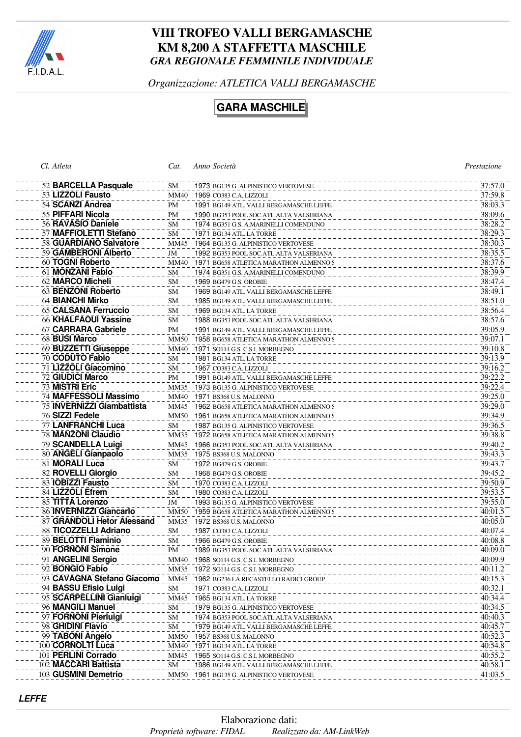# VIII TROFEO VALLI BERGAMASCHE
# KM 8,200 A STAFFETTA MASCHILE
### *GRA REGIONALE FEMMINILE INDIVIDUALE*

*Organizzazione: ATLETICA VALLI BERGAMASCHE*

## GARA MASCHILE

| Cl. | Atleta | Cat. | Anno | Società | Prestazione |
|---|---|---|---|---|---|
| 52 | **BARCELLA Pasquale** | SM | 1973 | BG135 G. ALPINISTICO VERTOVESE | 37:57.0 |
| 53 | **LIZZOLI Fausto** | MM40 | 1969 | CO383 C.A. LIZZOLI | 37:59.8 |
| 54 | **SCANZI Andrea** | PM | 1991 | BG149 ATL. VALLI BERGAMASCHE LEFFE | 38:03.3 |
| 55 | **PIFFARI Nicola** | PM | 1990 | BG353 POOL SOC.ATL.ALTA VALSERIANA | 38:09.6 |
| 56 | **RAVASIO Daniele** | SM | 1974 | BG351 G.S. A.MARINELLI COMENDUNO | 38:28.2 |
| 57 | **MAFFIOLETTI Stefano** | SM | 1971 | BG134 ATL. LA TORRE | 38:29.3 |
| 58 | **GUARDIANO Salvatore** | MM45 | 1964 | BG135 G. ALPINISTICO VERTOVESE | 38:30.3 |
| 59 | **GAMBERONI Alberto** | JM | 1992 | BG353 POOL SOC.ATL.ALTA VALSERIANA | 38:35.5 |
| 60 | **TOGNI Roberto** | MM40 | 1971 | BG658 ATLETICA MARATHON ALMENNO S | 38:37.6 |
| 61 | **MONZANI Fabio** | SM | 1974 | BG351 G.S. A.MARINELLI COMENDUNO | 38:39.9 |
| 62 | **MARCO Micheli** | SM | 1969 | BG479 G.S. OROBIE | 38:47.4 |
| 63 | **BENZONI Roberto** | SM | 1969 | BG149 ATL. VALLI BERGAMASCHE LEFFE | 38:49.1 |
| 64 | **BIANCHI Mirko** | SM | 1985 | BG149 ATL. VALLI BERGAMASCHE LEFFE | 38:51.0 |
| 65 | **CALSANA Ferruccio** | SM | 1969 | BG134 ATL. LA TORRE | 38:56.4 |
| 66 | **KHALFAOUI Yassine** | SM | 1988 | BG353 POOL SOC.ATL.ALTA VALSERIANA | 38:57.6 |
| 67 | **CARRARA Gabriele** | PM | 1991 | BG149 ATL. VALLI BERGAMASCHE LEFFE | 39:05.9 |
| 68 | **BUSI Marco** | MM50 | 1958 | BG658 ATLETICA MARATHON ALMENNO S | 39:07.1 |
| 69 | **BUZZETTI Giuseppe** | MM40 | 1971 | SO114 G.S. C.S.I. MORBEGNO | 39:10.8 |
| 70 | **CODUTO Fabio** | SM | 1981 | BG134 ATL. LA TORRE | 39:13.9 |
| 71 | **LIZZOLI Giacomino** | SM | 1967 | CO383 C.A. LIZZOLI | 39:16.2 |
| 72 | **GIUDICI Marco** | PM | 1991 | BG149 ATL. VALLI BERGAMASCHE LEFFE | 39:22.2 |
| 73 | **MISTRI Eric** | MM35 | 1973 | BG135 G. ALPINISTICO VERTOVESE | 39:22.4 |
| 74 | **MAFFESSOLI Massimo** | MM40 | 1971 | BS368 U.S. MALONNO | 39:25.0 |
| 75 | **INVERNIZZI Giambattista** | MM45 | 1962 | BG658 ATLETICA MARATHON ALMENNO S | 39:29.0 |
| 76 | **SIZZI Fedele** | MM50 | 1961 | BG658 ATLETICA MARATHON ALMENNO S | 39:34.9 |
| 77 | **LANFRANCHI Luca** | SM | 1987 | BG135 G. ALPINISTICO VERTOVESE | 39:36.5 |
| 78 | **MANZONI Claudio** | MM35 | 1972 | BG658 ATLETICA MARATHON ALMENNO S | 39:38.8 |
| 79 | **SCANDELLA Luigi** | MM45 | 1966 | BG353 POOL SOC.ATL.ALTA VALSERIANA | 39:40.2 |
| 80 | **ANGELI Gianpaolo** | MM35 | 1975 | BS368 U.S. MALONNO | 39:43.3 |
| 81 | **MORALI Luca** | SM | 1972 | BG479 G.S. OROBIE | 39:43.7 |
| 82 | **ROVELLI Giorgio** | SM | 1968 | BG479 G.S. OROBIE | 39:45.2 |
| 83 | **IOBIZZI Fausto** | SM | 1970 | CO383 C.A. LIZZOLI | 39:50.9 |
| 84 | **LIZZOLI Efrem** | SM | 1980 | CO383 C.A. LIZZOLI | 39:53.5 |
| 85 | **TITTA Lorenzo** | JM | 1993 | BG135 G. ALPINISTICO VERTOVESE | 39:55.0 |
| 86 | **INVERNIZZI Giancarlo** | MM50 | 1959 | BG658 ATLETICA MARATHON ALMENNO S | 40:01.5 |
| 87 | **GRANDOLI Hetor Alessand** | MM35 | 1972 | BS368 U.S. MALONNO | 40:05.0 |
| 88 | **TICOZZELLI Adriano** | SM | 1987 | CO383 C.A. LIZZOLI | 40:07.4 |
| 89 | **BELOTTI Flaminio** | SM | 1966 | BG479 G.S. OROBIE | 40:08.8 |
| 90 | **FORNONI Simone** | PM | 1989 | BG353 POOL SOC.ATL.ALTA VALSERIANA | 40:09.0 |
| 91 | **ANGELINI Sergio** | MM40 | 1968 | SO114 G.S. C.S.I. MORBEGNO | 40:09.9 |
| 92 | **BONGIO Fabio** | MM35 | 1972 | SO114 G.S. C.S.I. MORBEGNO | 40:11.2 |
| 93 | **CAVAGNA Stefano Giacomo** | MM45 | 1962 | BG236 LA RECASTELLO RADICI GROUP | 40:15.3 |
| 94 | **BASSU Efisio Luigi** | SM | 1971 | CO383 C.A. LIZZOLI | 40:32.1 |
| 95 | **SCARPELLINI Gianluigi** | MM45 | 1965 | BG134 ATL. LA TORRE | 40:34.4 |
| 96 | **MANGILI Manuel** | SM | 1979 | BG135 G. ALPINISTICO VERTOVESE | 40:34.5 |
| 97 | **FORNONI Pierluigi** | SM | 1974 | BG353 POOL SOC.ATL.ALTA VALSERIANA | 40:40.3 |
| 98 | **GHIDINI Flavio** | SM | 1979 | BG149 ATL. VALLI BERGAMASCHE LEFFE | 40:45.7 |
| 99 | **TABONI Angelo** | MM50 | 1957 | BS368 U.S. MALONNO | 40:52.3 |
| 100 | **CORNOLTI Luca** | MM40 | 1971 | BG134 ATL. LA TORRE | 40:54.8 |
| 101 | **PERLINI Corrado** | MM45 | 1965 | SO114 G.S. C.S.I. MORBEGNO | 40:55.2 |
| 102 | **MACCARI Battista** | SM | 1986 | BG149 ATL. VALLI BERGAMASCHE LEFFE | 40:58.1 |
| 103 | **GUSMINI Demetrio** | MM50 | 1961 | BG135 G. ALPINISTICO VERTOVESE | 41:03.5 |

***LEFFE***

Elaborazione dati:
*Proprietà software: FIDAL* *Realizzato da: AM-LinkWeb*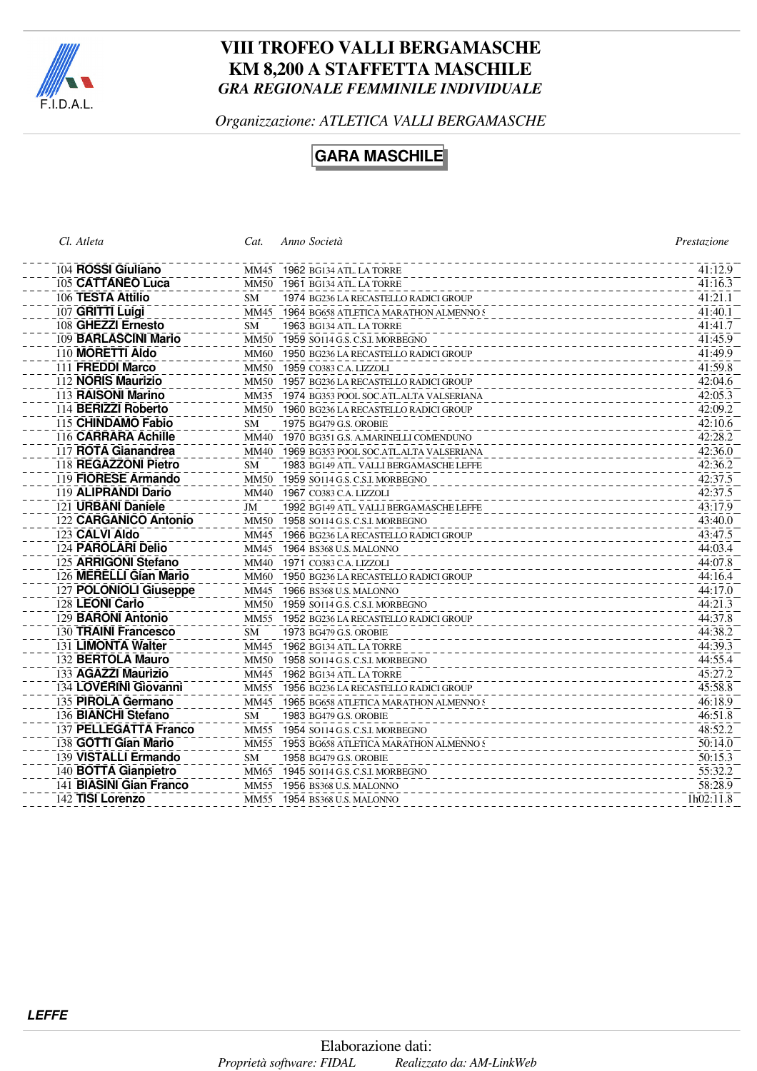# VIII TROFEO VALLI BERGAMASCHE
# KM 8,200 A STAFFETTA MASCHILE
## *GRA REGIONALE FEMMINILE INDIVIDUALE*

*Organizzazione: ATLETICA VALLI BERGAMASCHE*

## GARA MASCHILE

| *Cl.* | *Atleta* | *Cat.* | *Anno* | *Società* | *Prestazione* |
|---|---|---|---|---|---|
| 104 | **ROSSI Giuliano** | MM45 | 1962 | BG134 ATL. LA TORRE | 41:12.9 |
| 105 | **CATTANEO Luca** | MM50 | 1961 | BG134 ATL. LA TORRE | 41:16.3 |
| 106 | **TESTA Attilio** | SM | 1974 | BG236 LA RECASTELLO RADICI GROUP | 41:21.1 |
| 107 | **GRITTI Luigi** | MM45 | 1964 | BG658 ATLETICA MARATHON ALMENNO S | 41:40.1 |
| 108 | **GHEZZI Ernesto** | SM | 1963 | BG134 ATL. LA TORRE | 41:41.7 |
| 109 | **BARLASCINI Mario** | MM50 | 1959 | SO114 G.S. C.S.I. MORBEGNO | 41:45.9 |
| 110 | **MORETTI Aldo** | MM60 | 1950 | BG236 LA RECASTELLO RADICI GROUP | 41:49.9 |
| 111 | **FREDDI Marco** | MM50 | 1959 | CO383 C.A. LIZZOLI | 41:59.8 |
| 112 | **NORIS Maurizio** | MM50 | 1957 | BG236 LA RECASTELLO RADICI GROUP | 42:04.6 |
| 113 | **RAISONI Marino** | MM35 | 1974 | BG353 POOL SOC.ATL.ALTA VALSERIANA | 42:05.3 |
| 114 | **BERIZZI Roberto** | MM50 | 1960 | BG236 LA RECASTELLO RADICI GROUP | 42:09.2 |
| 115 | **CHINDAMO Fabio** | SM | 1975 | BG479 G.S. OROBIE | 42:10.6 |
| 116 | **CARRARA Achille** | MM40 | 1970 | BG351 G.S. A.MARINELLI COMENDUNO | 42:28.2 |
| 117 | **ROTA Gianandrea** | MM40 | 1969 | BG353 POOL SOC.ATL.ALTA VALSERIANA | 42:36.0 |
| 118 | **REGAZZONI Pietro** | SM | 1983 | BG149 ATL. VALLI BERGAMASCHE LEFFE | 42:36.2 |
| 119 | **FIORESE Armando** | MM50 | 1959 | SO114 G.S. C.S.I. MORBEGNO | 42:37.5 |
| 119 | **ALIPRANDI Dario** | MM40 | 1967 | CO383 C.A. LIZZOLI | 42:37.5 |
| 121 | **URBANI Daniele** | JM | 1992 | BG149 ATL. VALLI BERGAMASCHE LEFFE | 43:17.9 |
| 122 | **CARGANICO Antonio** | MM50 | 1958 | SO114 G.S. C.S.I. MORBEGNO | 43:40.0 |
| 123 | **CALVI Aldo** | MM45 | 1966 | BG236 LA RECASTELLO RADICI GROUP | 43:47.5 |
| 124 | **PAROLARI Delio** | MM45 | 1964 | BS368 U.S. MALONNO | 44:03.4 |
| 125 | **ARRIGONI Stefano** | MM40 | 1971 | CO383 C.A. LIZZOLI | 44:07.8 |
| 126 | **MERELLI Gian Mario** | MM60 | 1950 | BG236 LA RECASTELLO RADICI GROUP | 44:16.4 |
| 127 | **POLONIOLI Giuseppe** | MM45 | 1966 | BS368 U.S. MALONNO | 44:17.0 |
| 128 | **LEONI Carlo** | MM50 | 1959 | SO114 G.S. C.S.I. MORBEGNO | 44:21.3 |
| 129 | **BARONI Antonio** | MM55 | 1952 | BG236 LA RECASTELLO RADICI GROUP | 44:37.8 |
| 130 | **TRAINI Francesco** | SM | 1973 | BG479 G.S. OROBIE | 44:38.2 |
| 131 | **LIMONTA Walter** | MM45 | 1962 | BG134 ATL. LA TORRE | 44:39.3 |
| 132 | **BERTOLA Mauro** | MM50 | 1958 | SO114 G.S. C.S.I. MORBEGNO | 44:55.4 |
| 133 | **AGAZZI Maurizio** | MM45 | 1962 | BG134 ATL. LA TORRE | 45:27.2 |
| 134 | **LOVERINI Giovanni** | MM55 | 1956 | BG236 LA RECASTELLO RADICI GROUP | 45:58.8 |
| 135 | **PIROLA Germano** | MM45 | 1965 | BG658 ATLETICA MARATHON ALMENNO S | 46:18.9 |
| 136 | **BIANCHI Stefano** | SM | 1983 | BG479 G.S. OROBIE | 46:51.8 |
| 137 | **PELLEGATTA Franco** | MM55 | 1954 | SO114 G.S. C.S.I. MORBEGNO | 48:52.2 |
| 138 | **GOTTI Gian Mario** | MM55 | 1953 | BG658 ATLETICA MARATHON ALMENNO S | 50:14.0 |
| 139 | **VISTALLI Ermando** | SM | 1958 | BG479 G.S. OROBIE | 50:15.3 |
| 140 | **BOTTA Gianpietro** | MM65 | 1945 | SO114 G.S. C.S.I. MORBEGNO | 55:32.2 |
| 141 | **BIASINI Gian Franco** | MM55 | 1956 | BS368 U.S. MALONNO | 58:28.9 |
| 142 | **TISI Lorenzo** | MM55 | 1954 | BS368 U.S. MALONNO | 1h02:11.8 |

***LEFFE***

Elaborazione dati:
*Proprietà software: FIDAL* *Realizzato da: AM-LinkWeb*